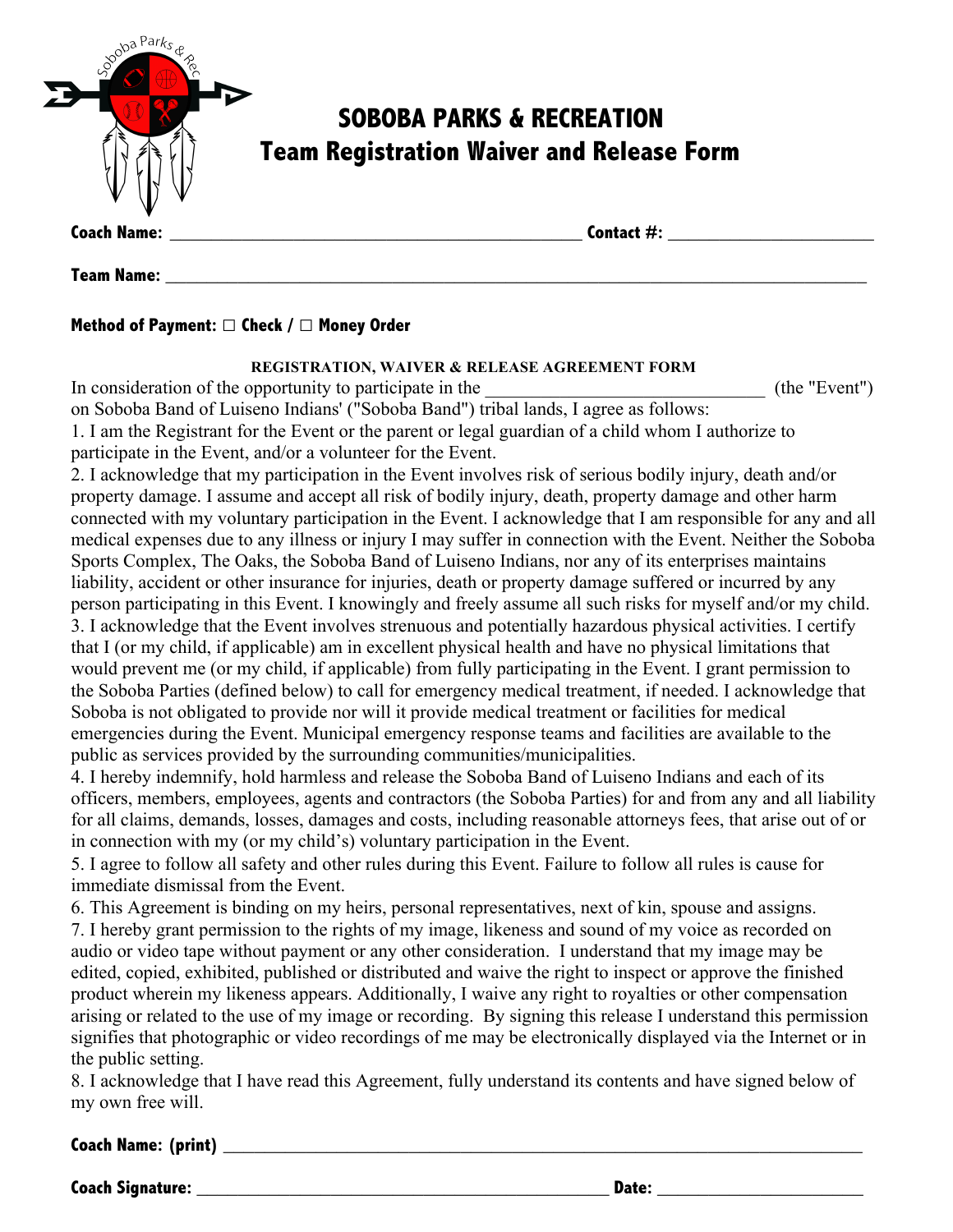# SOBOBA PARKS & RECREATION
## Team Registration Waiver and Release Form

**Coach Name:** ______________________________ **Contact #:** ______________________

**Team Name:** ____________________________________________________________

**Method of Payment:** ☐ **Check** / ☐ **Money Order**

**REGISTRATION, WAIVER & RELEASE AGREEMENT FORM**

In consideration of the opportunity to participate in the ______________________________ (the "Event") on Soboba Band of Luiseno Indians' ("Soboba Band") tribal lands, I agree as follows:

1. I am the Registrant for the Event or the parent or legal guardian of a child whom I authorize to participate in the Event, and/or a volunteer for the Event.
2. I acknowledge that my participation in the Event involves risk of serious bodily injury, death and/or property damage. I assume and accept all risk of bodily injury, death, property damage and other harm connected with my voluntary participation in the Event. I acknowledge that I am responsible for any and all medical expenses due to any illness or injury I may suffer in connection with the Event. Neither the Soboba Sports Complex, The Oaks, the Soboba Band of Luiseno Indians, nor any of its enterprises maintains liability, accident or other insurance for injuries, death or property damage suffered or incurred by any person participating in this Event. I knowingly and freely assume all such risks for myself and/or my child.
3. I acknowledge that the Event involves strenuous and potentially hazardous physical activities. I certify that I (or my child, if applicable) am in excellent physical health and have no physical limitations that would prevent me (or my child, if applicable) from fully participating in the Event. I grant permission to the Soboba Parties (defined below) to call for emergency medical treatment, if needed. I acknowledge that Soboba is not obligated to provide nor will it provide medical treatment or facilities for medical emergencies during the Event. Municipal emergency response teams and facilities are available to the public as services provided by the surrounding communities/municipalities.
4. I hereby indemnify, hold harmless and release the Soboba Band of Luiseno Indians and each of its officers, members, employees, agents and contractors (the Soboba Parties) for and from any and all liability for all claims, demands, losses, damages and costs, including reasonable attorneys fees, that arise out of or in connection with my (or my child's) voluntary participation in the Event.
5. I agree to follow all safety and other rules during this Event. Failure to follow all rules is cause for immediate dismissal from the Event.
6. This Agreement is binding on my heirs, personal representatives, next of kin, spouse and assigns.
7. I hereby grant permission to the rights of my image, likeness and sound of my voice as recorded on audio or video tape without payment or any other consideration. I understand that my image may be edited, copied, exhibited, published or distributed and waive the right to inspect or approve the finished product wherein my likeness appears. Additionally, I waive any right to royalties or other compensation arising or related to the use of my image or recording. By signing this release I understand this permission signifies that photographic or video recordings of me may be electronically displayed via the Internet or in the public setting.
8. I acknowledge that I have read this Agreement, fully understand its contents and have signed below of my own free will.

**Coach Name: (print)** ____________________________________________________________

**Coach Signature:** ______________________________________ **Date:** ______________________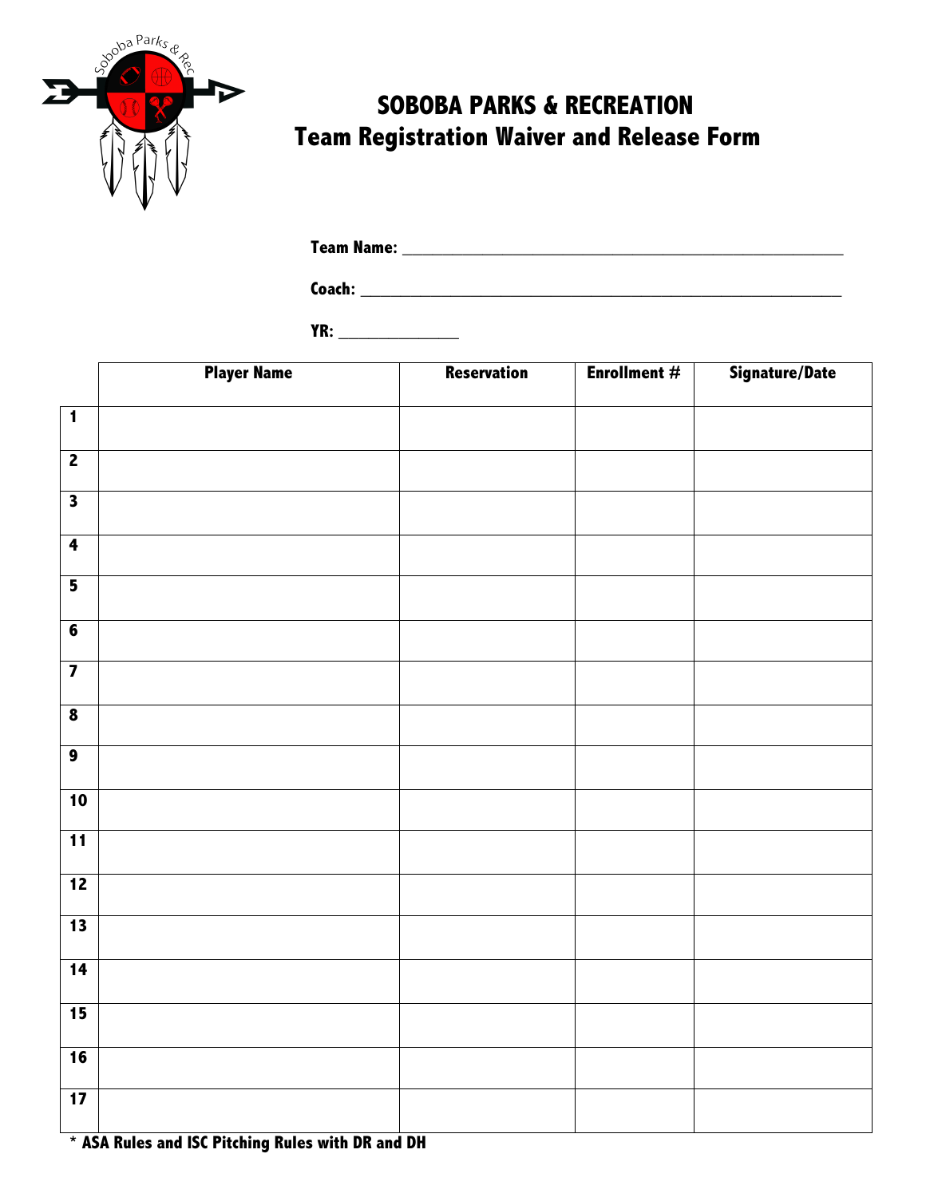# SOBOBA PARKS & RECREATION
## Team Registration Waiver and Release Form

**Team Name:** ______________________________________________

**Coach:** __________________________________________________

**YR:** ____________

| | Player Name | Reservation | Enrollment # | Signature/Date |
|---|---|---|---|---|
| 1 | | | | |
| 2 | | | | |
| 3 | | | | |
| 4 | | | | |
| 5 | | | | |
| 6 | | | | |
| 7 | | | | |
| 8 | | | | |
| 9 | | | | |
| 10 | | | | |
| 11 | | | | |
| 12 | | | | |
| 13 | | | | |
| 14 | | | | |
| 15 | | | | |
| 16 | | | | |
| 17 | | | | |

**\* ASA Rules and ISC Pitching Rules with DR and DH**